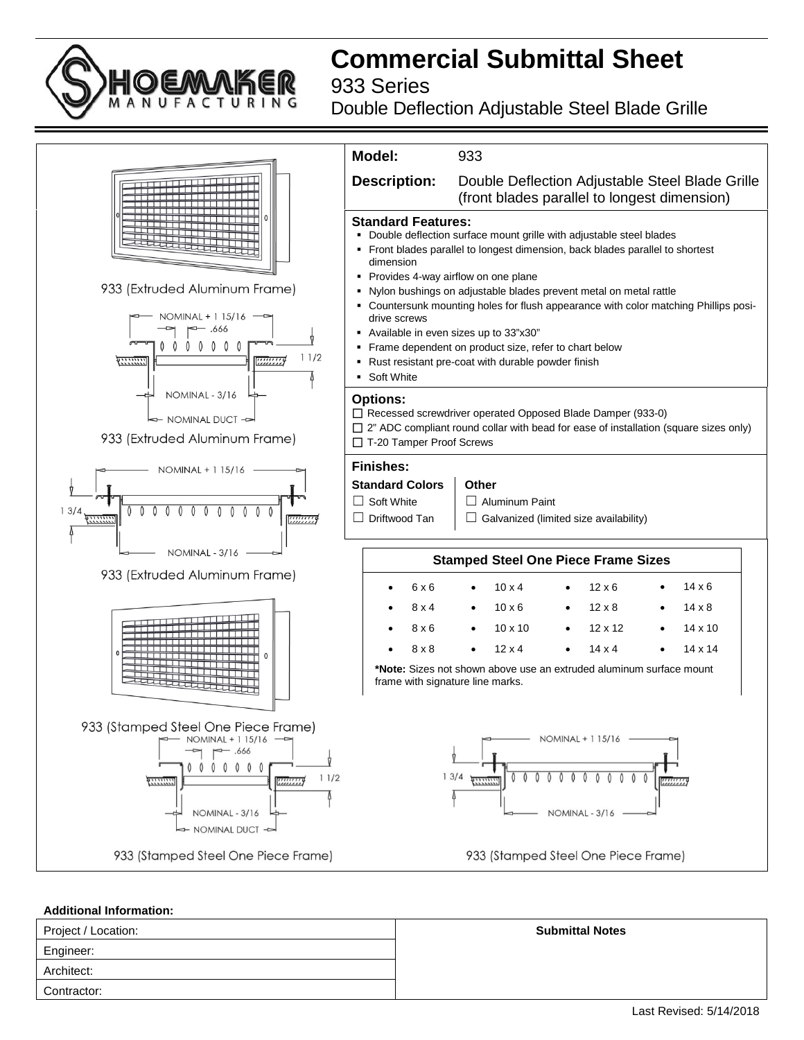# Commercial Submittal Sheet

## 933 Series

## Double Deflection Adjustable Steel Blade Grille

933 (Extruded Aluminum Frame)

NOMINAL + 1 15/16
.666
1 1/2
NOMINAL - 3/16
NOMINAL DUCT

933 (Extruded Aluminum Frame)

NOMINAL + 1 15/16
1 3/4
NOMINAL - 3/16

933 (Extruded Aluminum Frame)

933 (Stamped Steel One Piece Frame)

NOMINAL + 1 15/16
.666
1 1/2
NOMINAL - 3/16
NOMINAL DUCT

933 (Stamped Steel One Piece Frame)

**Model:** 933

**Description:** Double Deflection Adjustable Steel Blade Grille (front blades parallel to longest dimension)

**Standard Features:**

- Double deflection surface mount grille with adjustable steel blades
- Front blades parallel to longest dimension, back blades parallel to shortest dimension
- Provides 4-way airflow on one plane
- Nylon bushings on adjustable blades prevent metal on metal rattle
- Countersunk mounting holes for flush appearance with color matching Phillips posi-drive screws
- Available in even sizes up to 33"x30"
- Frame dependent on product size, refer to chart below
- Rust resistant pre-coat with durable powder finish
- Soft White

**Options:**

☐ Recessed screwdriver operated Opposed Blade Damper (933-0)
☐ 2" ADC compliant round collar with bead for ease of installation (square sizes only)
☐ T-20 Tamper Proof Screws

**Finishes:**

| Standard Colors | Other |
|---|---|
| ☐ Soft White | ☐ Aluminum Paint |
| ☐ Driftwood Tan | ☐ Galvanized (limited size availability) |

**Stamped Steel One Piece Frame Sizes**

| | | | |
|---|---|---|---|
| 6 x 6 | 10 x 4 | 12 x 6 | 14 x 6 |
| 8 x 4 | 10 x 6 | 12 x 8 | 14 x 8 |
| 8 x 6 | 10 x 10 | 12 x 12 | 14 x 10 |
| 8 x 8 | 12 x 4 | 14 x 4 | 14 x 14 |

***Note:** Sizes not shown above use an extruded aluminum surface mount frame with signature line marks.

NOMINAL + 1 15/16
1 3/4
NOMINAL - 3/16

933 (Stamped Steel One Piece Frame)

**Additional Information:**

| Project / Location: | **Submittal Notes** |
|---|---|
| Engineer: | |
| Architect: | |
| Contractor: | |

Last Revised: 5/14/2018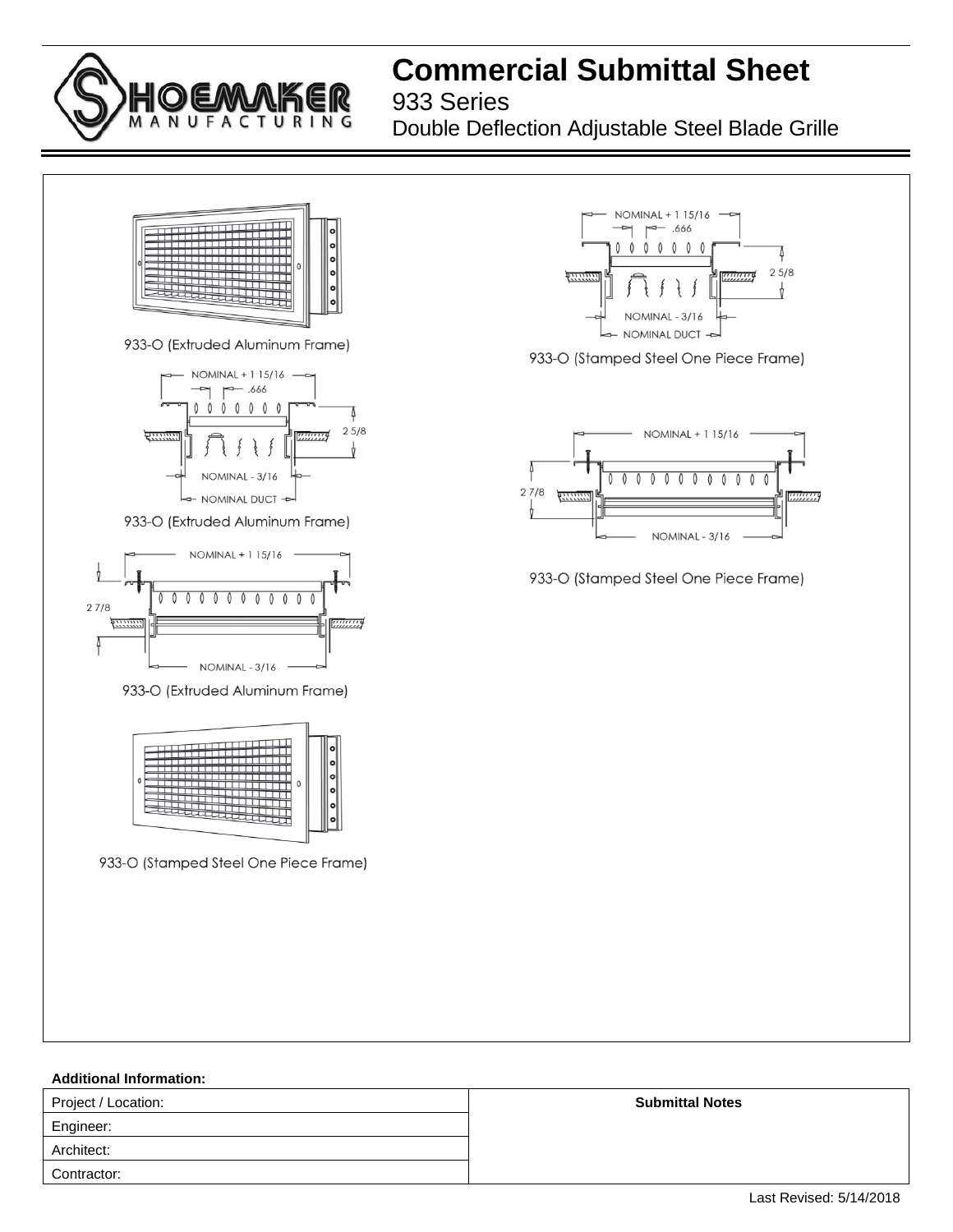# Commercial Submittal Sheet

## 933 Series

### Double Deflection Adjustable Steel Blade Grille

933-O (Extruded Aluminum Frame)

NOMINAL + 1 15/16

.666

2 5/8

NOMINAL - 3/16

NOMINAL DUCT

933-O (Extruded Aluminum Frame)

NOMINAL + 1 15/16

2 7/8

NOMINAL - 3/16

933-O (Extruded Aluminum Frame)

933-O (Stamped Steel One Piece Frame)

NOMINAL + 1 15/16

.666

2 5/8

NOMINAL - 3/16

NOMINAL DUCT

933-O (Stamped Steel One Piece Frame)

NOMINAL + 1 15/16

2 7/8

NOMINAL - 3/16

933-O (Stamped Steel One Piece Frame)

**Additional Information:**

| | |
|---|---|
| Project / Location: | **Submittal Notes** |
| Engineer: | |
| Architect: | |
| Contractor: | |

Last Revised: 5/14/2018